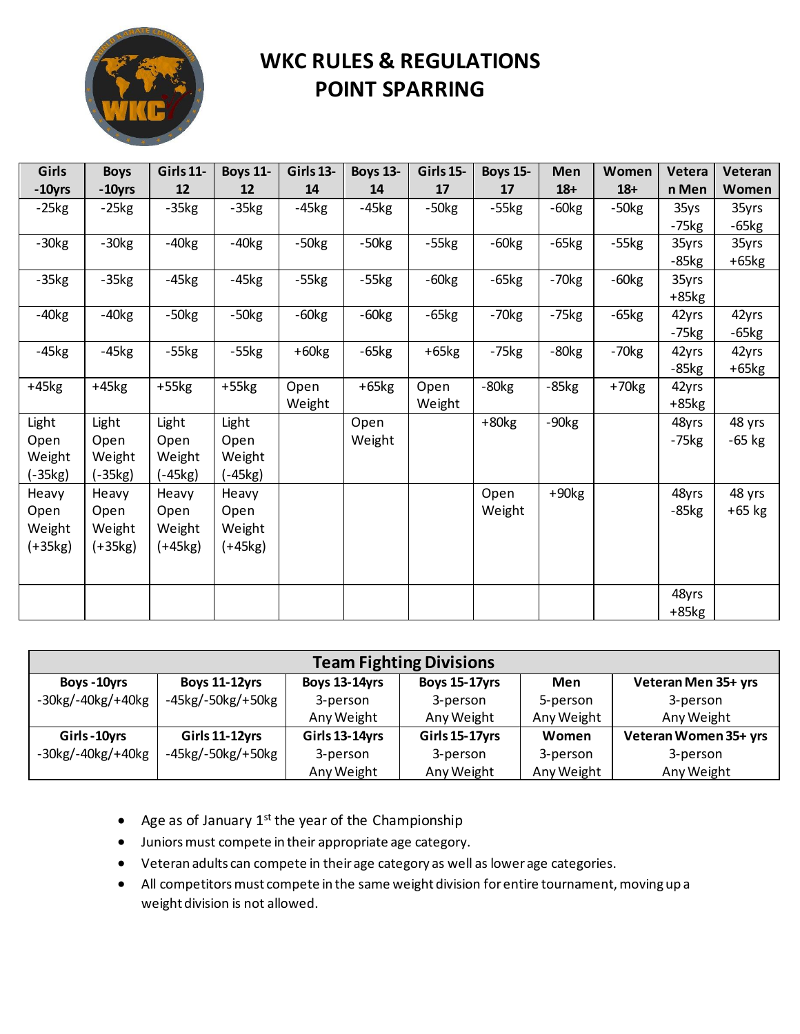# WKC RULES & REGULATIONS
## POINT SPARRING

| Girls -10yrs | Boys -10yrs | Girls 11-12 | Boys 11-12 | Girls 13-14 | Boys 13-14 | Girls 15-17 | Boys 15-17 | Men 18+ | Women 18+ | Veteran Men | Veteran Women |
|---|---|---|---|---|---|---|---|---|---|---|---|
| -25kg | -25kg | -35kg | -35kg | -45kg | -45kg | -50kg | -55kg | -60kg | -50kg | 35ys -75kg | 35yrs -65kg |
| -30kg | -30kg | -40kg | -40kg | -50kg | -50kg | -55kg | -60kg | -65kg | -55kg | 35yrs -85kg | 35yrs +65kg |
| -35kg | -35kg | -45kg | -45kg | -55kg | -55kg | -60kg | -65kg | -70kg | -60kg | 35yrs +85kg | |
| -40kg | -40kg | -50kg | -50kg | -60kg | -60kg | -65kg | -70kg | -75kg | -65kg | 42yrs -75kg | 42yrs -65kg |
| -45kg | -45kg | -55kg | -55kg | +60kg | -65kg | +65kg | -75kg | -80kg | -70kg | 42yrs -85kg | 42yrs +65kg |
| +45kg | +45kg | +55kg | +55kg | Open Weight | +65kg | Open Weight | -80kg | -85kg | +70kg | 42yrs +85kg | |
| Light Open Weight (-35kg) | Light Open Weight (-35kg) | Light Open Weight (-45kg) | Light Open Weight (-45kg) | | Open Weight | | +80kg | -90kg | | 48yrs -75kg | 48 yrs -65 kg |
| Heavy Open Weight (+35kg) | Heavy Open Weight (+35kg) | Heavy Open Weight (+45kg) | Heavy Open Weight (+45kg) | | | | Open Weight | +90kg | | 48yrs -85kg | 48 yrs +65 kg |
| | | | | | | | | | | 48yrs +85kg | |

| Team Fighting Divisions | | | | | |
|---|---|---|---|---|---|
| **Boys -10yrs** | **Boys 11-12yrs** | **Boys 13-14yrs** | **Boys 15-17yrs** | **Men** | **Veteran Men 35+ yrs** |
| -30kg/-40kg/+40kg | -45kg/-50kg/+50kg | 3-person Any Weight | 3-person Any Weight | 5-person Any Weight | 3-person Any Weight |
| **Girls -10yrs** | **Girls 11-12yrs** | **Girls 13-14yrs** | **Girls 15-17yrs** | **Women** | **Veteran Women 35+ yrs** |
| -30kg/-40kg/+40kg | -45kg/-50kg/+50kg | 3-person Any Weight | 3-person Any Weight | 3-person Any Weight | 3-person Any Weight |

- Age as of January 1st the year of the Championship
- Juniors must compete in their appropriate age category.
- Veteran adults can compete in their age category as well as lower age categories.
- All competitors must compete in the same weight division for entire tournament, moving up a weight division is not allowed.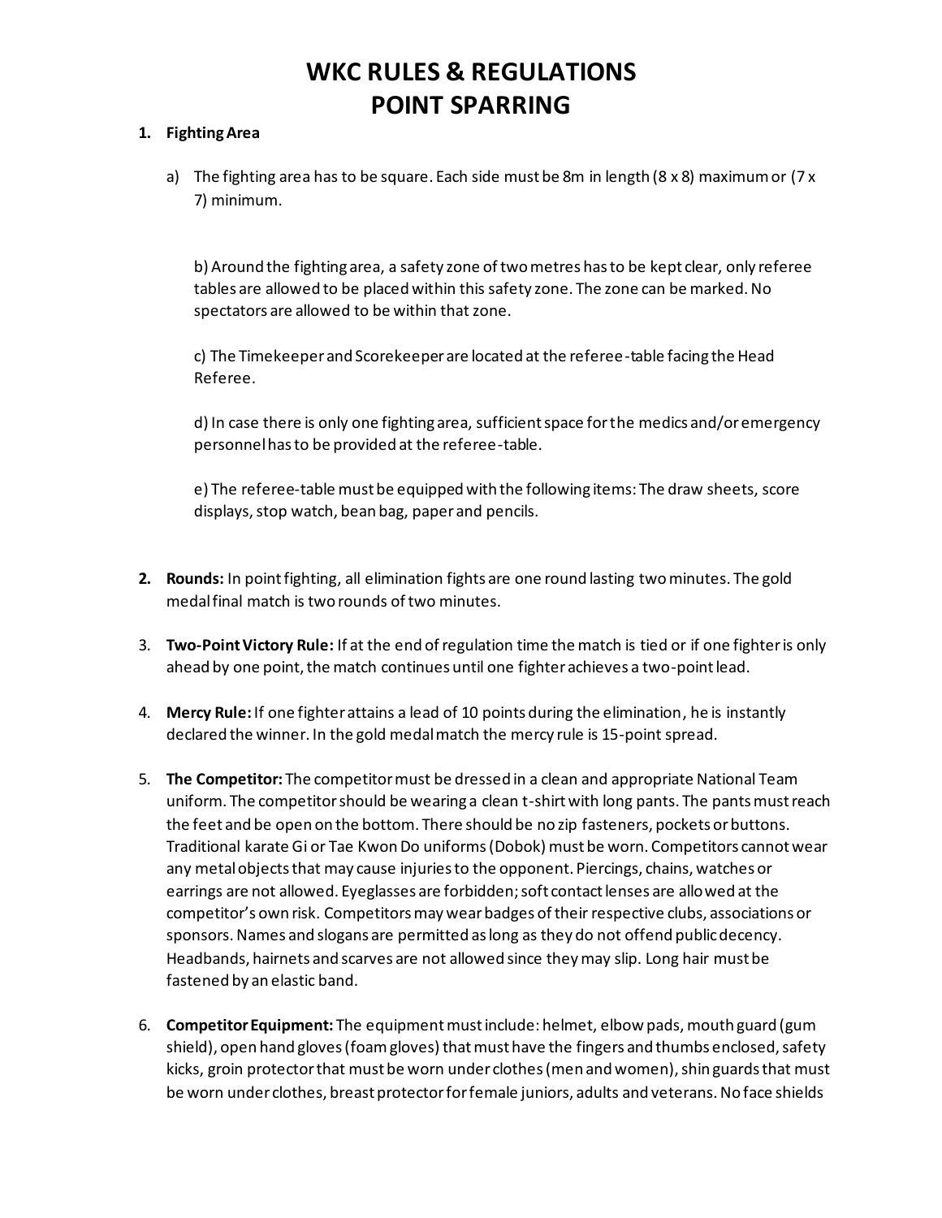# WKC RULES & REGULATIONS
# POINT SPARRING

1. **Fighting Area**

   a) The fighting area has to be square. Each side must be 8m in length (8 x 8) maximum or (7 x 7) minimum.

   b) Around the fighting area, a safety zone of two metres has to be kept clear, only referee tables are allowed to be placed within this safety zone. The zone can be marked. No spectators are allowed to be within that zone.

   c) The Timekeeper and Scorekeeper are located at the referee-table facing the Head Referee.

   d) In case there is only one fighting area, sufficient space for the medics and/or emergency personnel has to be provided at the referee-table.

   e) The referee-table must be equipped with the following items: The draw sheets, score displays, stop watch, bean bag, paper and pencils.

2. **Rounds:** In point fighting, all elimination fights are one round lasting two minutes. The gold medal final match is two rounds of two minutes.

3. **Two-Point Victory Rule:** If at the end of regulation time the match is tied or if one fighter is only ahead by one point, the match continues until one fighter achieves a two-point lead.

4. **Mercy Rule:** If one fighter attains a lead of 10 points during the elimination, he is instantly declared the winner. In the gold medal match the mercy rule is 15-point spread.

5. **The Competitor:** The competitor must be dressed in a clean and appropriate National Team uniform. The competitor should be wearing a clean t-shirt with long pants. The pants must reach the feet and be open on the bottom. There should be no zip fasteners, pockets or buttons. Traditional karate Gi or Tae Kwon Do uniforms (Dobok) must be worn. Competitors cannot wear any metal objects that may cause injuries to the opponent. Piercings, chains, watches or earrings are not allowed. Eyeglasses are forbidden; soft contact lenses are allowed at the competitor's own risk. Competitors may wear badges of their respective clubs, associations or sponsors. Names and slogans are permitted as long as they do not offend public decency. Headbands, hairnets and scarves are not allowed since they may slip. Long hair must be fastened by an elastic band.

6. **Competitor Equipment:** The equipment must include: helmet, elbow pads, mouth guard (gum shield), open hand gloves (foam gloves) that must have the fingers and thumbs enclosed, safety kicks, groin protector that must be worn under clothes (men and women), shin guards that must be worn under clothes, breast protector for female juniors, adults and veterans. No face shields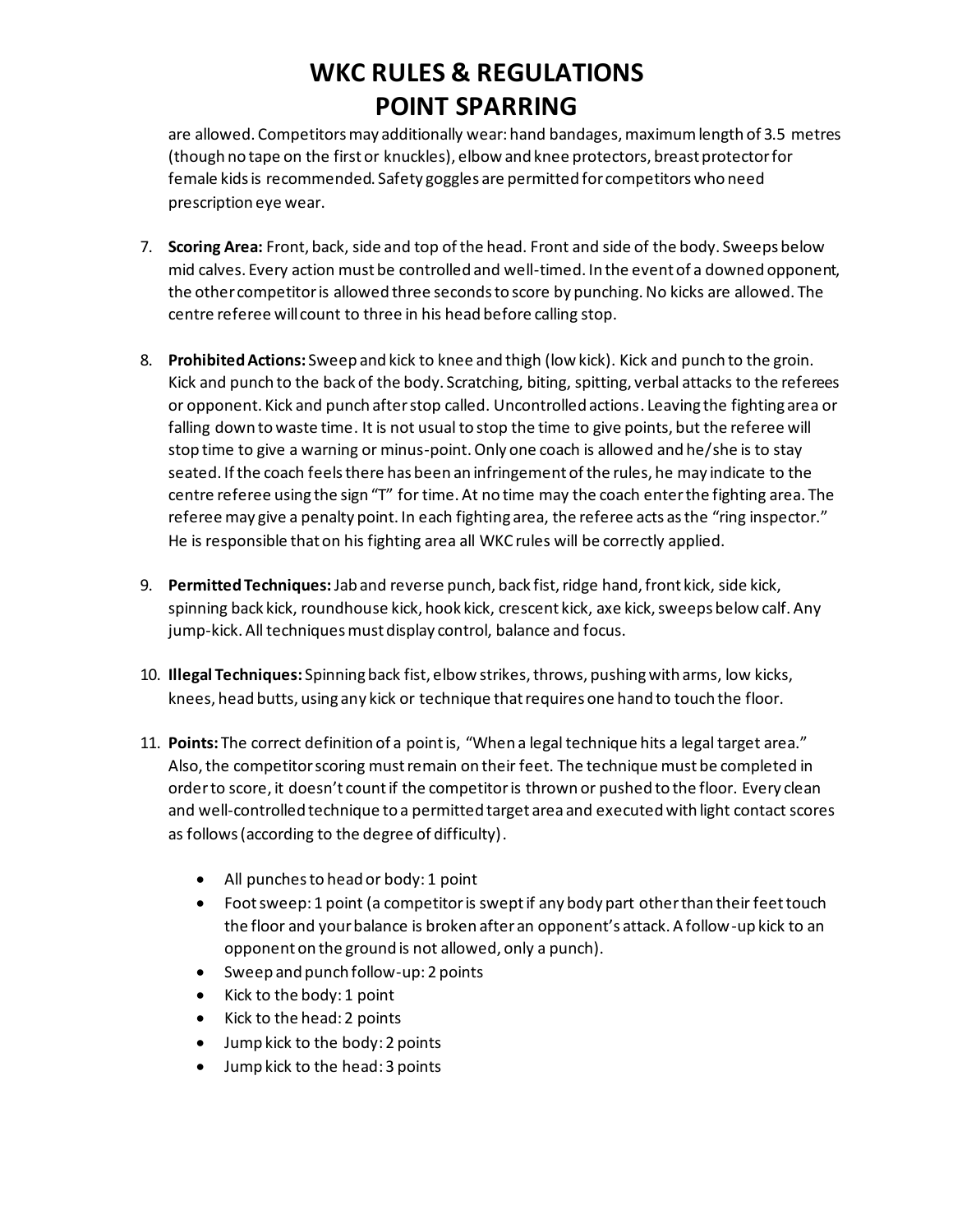are allowed. Competitors may additionally wear: hand bandages, maximum length of 3.5 metres (though no tape on the first or knuckles), elbow and knee protectors, breast protector for female kids is recommended. Safety goggles are permitted for competitors who need prescription eye wear.

7. **Scoring Area:** Front, back, side and top of the head. Front and side of the body. Sweeps below mid calves. Every action must be controlled and well-timed. In the event of a downed opponent, the other competitor is allowed three seconds to score by punching. No kicks are allowed. The centre referee will count to three in his head before calling stop.

8. **Prohibited Actions:** Sweep and kick to knee and thigh (low kick). Kick and punch to the groin. Kick and punch to the back of the body. Scratching, biting, spitting, verbal attacks to the referees or opponent. Kick and punch after stop called. Uncontrolled actions. Leaving the fighting area or falling down to waste time. It is not usual to stop the time to give points, but the referee will stop time to give a warning or minus-point. Only one coach is allowed and he/she is to stay seated. If the coach feels there has been an infringement of the rules, he may indicate to the centre referee using the sign "T" for time. At no time may the coach enter the fighting area. The referee may give a penalty point. In each fighting area, the referee acts as the "ring inspector." He is responsible that on his fighting area all WKC rules will be correctly applied.

9. **Permitted Techniques:** Jab and reverse punch, back fist, ridge hand, front kick, side kick, spinning back kick, roundhouse kick, hook kick, crescent kick, axe kick, sweeps below calf. Any jump-kick. All techniques must display control, balance and focus.

10. **Illegal Techniques:** Spinning back fist, elbow strikes, throws, pushing with arms, low kicks, knees, head butts, using any kick or technique that requires one hand to touch the floor.

11. **Points:** The correct definition of a point is, "When a legal technique hits a legal target area." Also, the competitor scoring must remain on their feet. The technique must be completed in order to score, it doesn't count if the competitor is thrown or pushed to the floor. Every clean and well-controlled technique to a permitted target area and executed with light contact scores as follows (according to the degree of difficulty).

    - All punches to head or body: 1 point
    - Foot sweep: 1 point (a competitor is swept if any body part other than their feet touch the floor and your balance is broken after an opponent's attack. A follow-up kick to an opponent on the ground is not allowed, only a punch).
    - Sweep and punch follow-up: 2 points
    - Kick to the body: 1 point
    - Kick to the head: 2 points
    - Jump kick to the body: 2 points
    - Jump kick to the head: 3 points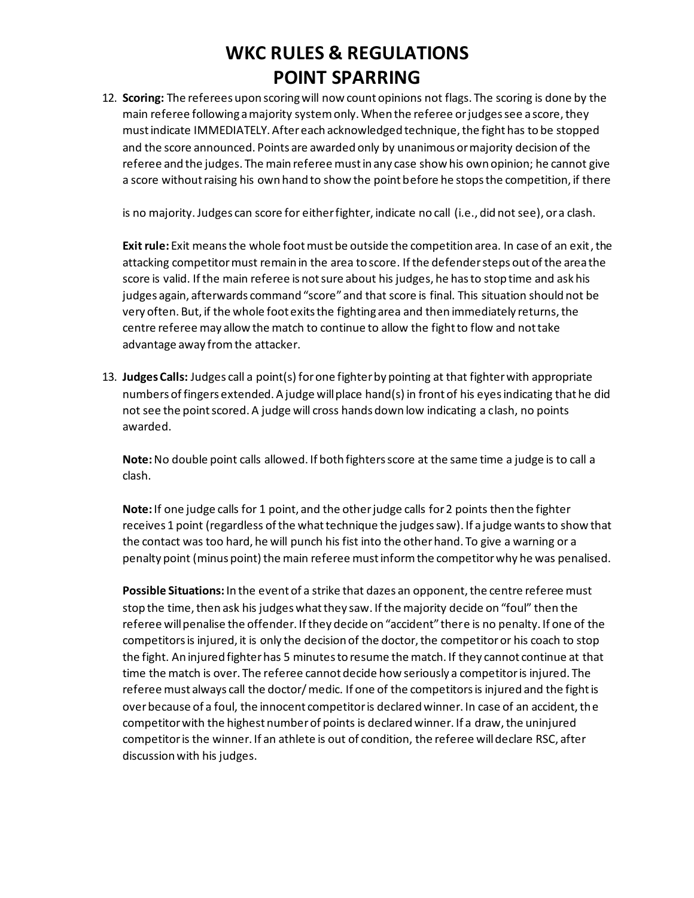# WKC RULES & REGULATIONS
# POINT SPARRING

12. **Scoring:** The referees upon scoring will now count opinions not flags. The scoring is done by the main referee following a majority system only. When the referee or judges see a score, they must indicate IMMEDIATELY. After each acknowledged technique, the fight has to be stopped and the score announced. Points are awarded only by unanimous or majority decision of the referee and the judges. The main referee must in any case show his own opinion; he cannot give a score without raising his own hand to show the point before he stops the competition, if there is no majority. Judges can score for either fighter, indicate no call (i.e., did not see), or a clash.

    **Exit rule:** Exit means the whole foot must be outside the competition area. In case of an exit, the attacking competitor must remain in the area to score. If the defender steps out of the area the score is valid. If the main referee is not sure about his judges, he has to stop time and ask his judges again, afterwards command "score" and that score is final. This situation should not be very often. But, if the whole foot exits the fighting area and then immediately returns, the centre referee may allow the match to continue to allow the fight to flow and not take advantage away from the attacker.

13. **Judges Calls:** Judges call a point(s) for one fighter by pointing at that fighter with appropriate numbers of fingers extended. A judge will place hand(s) in front of his eyes indicating that he did not see the point scored. A judge will cross hands down low indicating a clash, no points awarded.

    **Note:** No double point calls allowed. If both fighters score at the same time a judge is to call a clash.

    **Note:** If one judge calls for 1 point, and the other judge calls for 2 points then the fighter receives 1 point (regardless of the what technique the judges saw). If a judge wants to show that the contact was too hard, he will punch his fist into the other hand. To give a warning or a penalty point (minus point) the main referee must inform the competitor why he was penalised.

    **Possible Situations:** In the event of a strike that dazes an opponent, the centre referee must stop the time, then ask his judges what they saw. If the majority decide on "foul" then the referee will penalise the offender. If they decide on "accident" there is no penalty. If one of the competitors is injured, it is only the decision of the doctor, the competitor or his coach to stop the fight. An injured fighter has 5 minutes to resume the match. If they cannot continue at that time the match is over. The referee cannot decide how seriously a competitor is injured. The referee must always call the doctor/ medic. If one of the competitors is injured and the fight is over because of a foul, the innocent competitor is declared winner. In case of an accident, the competitor with the highest number of points is declared winner. If a draw, the uninjured competitor is the winner. If an athlete is out of condition, the referee will declare RSC, after discussion with his judges.